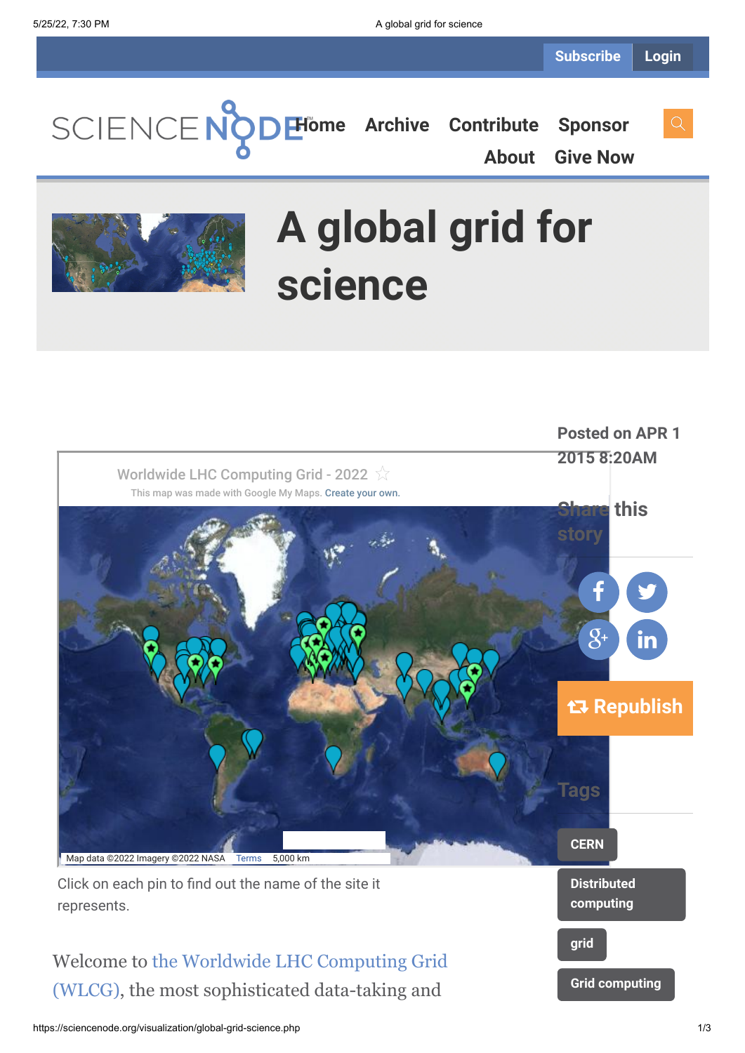Subscribe Login

Home Archive Contribute Sponsor About Give Now

# A global grid for science

Posted on APR 1 2015 8:20AM

Share this story

Republish

Tags

CERN

Distributed computing

grid

Grid computing

Worldwide LHC Computing Grid - 2022

This map was made with Google My Maps. Create your own.

Map data ©2022 Imagery ©2022 NASA Terms 5,000 km

Click on each pin to find out the name of the site it represents.

Welcome to the Worldwide LHC Computing Grid (WLCG), the most sophisticated data-taking and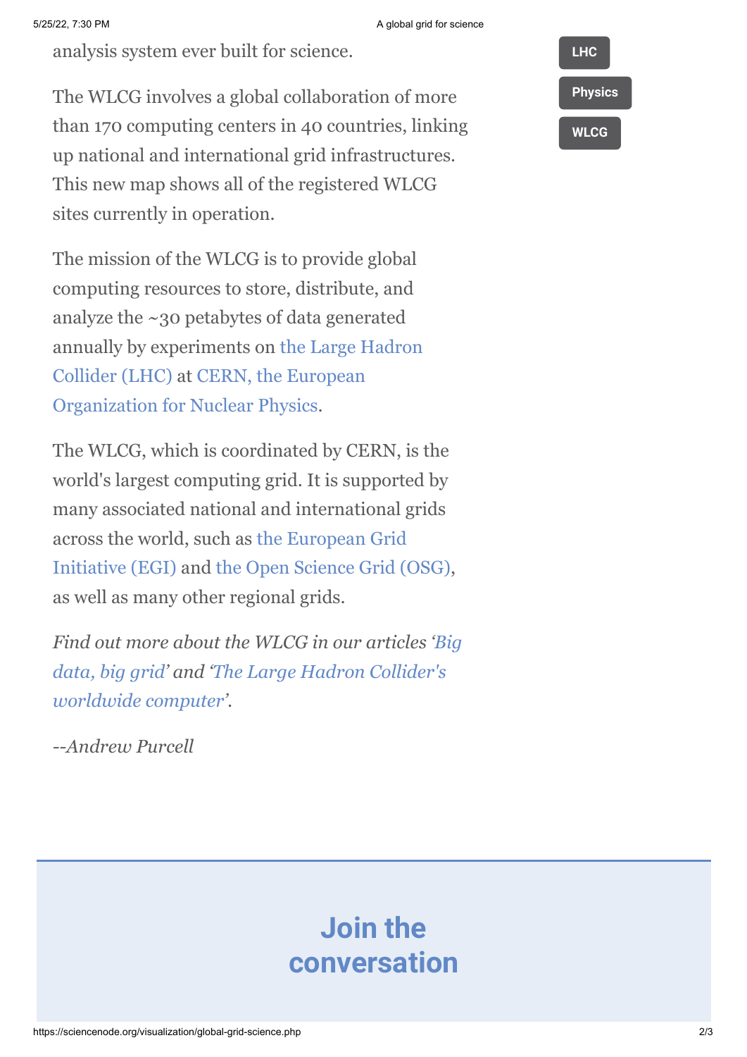analysis system ever built for science.

The WLCG involves a global collaboration of more than 170 computing centers in 40 countries, linking up national and international grid infrastructures. This new map shows all of the registered WLCG sites currently in operation.

The mission of the WLCG is to provide global computing resources to store, distribute, and analyze the ~30 petabytes of data generated annually by experiments on the Large Hadron Collider (LHC) at CERN, the European Organization for Nuclear Physics.

The WLCG, which is coordinated by CERN, is the world's largest computing grid. It is supported by many associated national and international grids across the world, such as the European Grid Initiative (EGI) and the Open Science Grid (OSG), as well as many other regional grids.

*Find out more about the WLCG in our articles 'Big data, big grid' and 'The Large Hadron Collider's worldwide computer'.*

*--Andrew Purcell*

LHC

Physics

WLCG

## Join the conversation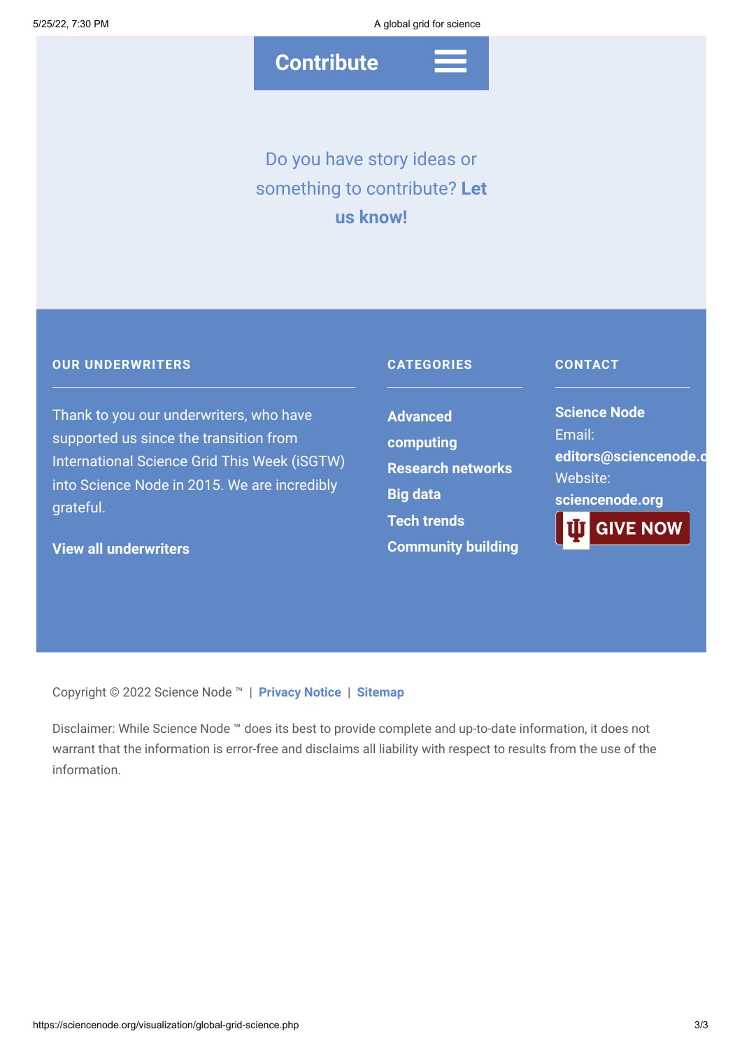**Contribute**

Do you have story ideas or something to contribute? **Let us know!**

## OUR UNDERWRITERS

Thank to you our underwriters, who have supported us since the transition from International Science Grid This Week (iSGTW) into Science Node in 2015. We are incredibly grateful.

**View all underwriters**

## CATEGORIES

- **Advanced computing**
- **Research networks**
- **Big data**
- **Tech trends**
- **Community building**

## CONTACT

**Science Node**
Email:
**editors@sciencenode.o**
Website:
**sciencenode.org**

**GIVE NOW**

Copyright © 2022 Science Node ™ | **Privacy Notice** | **Sitemap**

Disclaimer: While Science Node ™ does its best to provide complete and up-to-date information, it does not warrant that the information is error-free and disclaims all liability with respect to results from the use of the information.